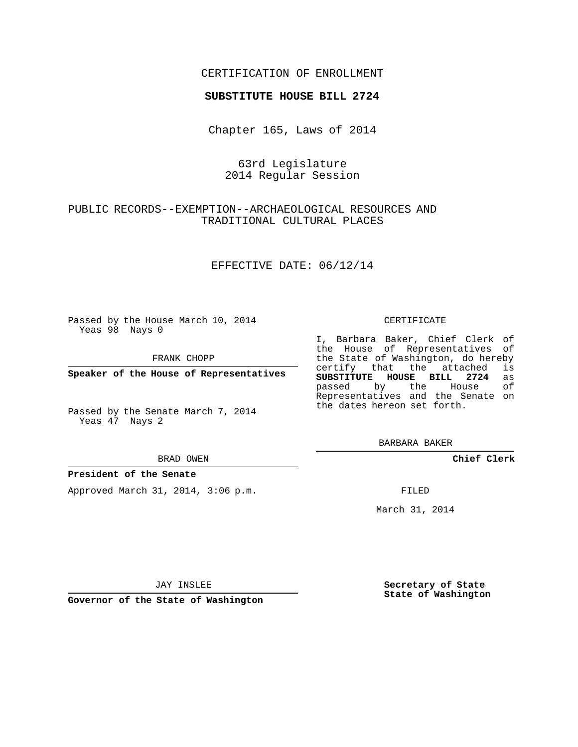CERTIFICATION OF ENROLLMENT

**SUBSTITUTE HOUSE BILL 2724**

Chapter 165, Laws of 2014

63rd Legislature
2014 Regular Session

PUBLIC RECORDS--EXEMPTION--ARCHAEOLOGICAL RESOURCES AND TRADITIONAL CULTURAL PLACES

EFFECTIVE DATE: 06/12/14

Passed by the House March 10, 2014
Yeas 98 Nays 0

FRANK CHOPP

**Speaker of the House of Representatives**

Passed by the Senate March 7, 2014
Yeas 47 Nays 2

BRAD OWEN

**President of the Senate**

Approved March 31, 2014, 3:06 p.m.

JAY INSLEE

**Governor of the State of Washington**

CERTIFICATE

I, Barbara Baker, Chief Clerk of the House of Representatives of the State of Washington, do hereby certify that the attached is **SUBSTITUTE HOUSE BILL 2724** as passed by the House of Representatives and the Senate on the dates hereon set forth.

BARBARA BAKER

**Chief Clerk**

FILED

March 31, 2014

**Secretary of State**
**State of Washington**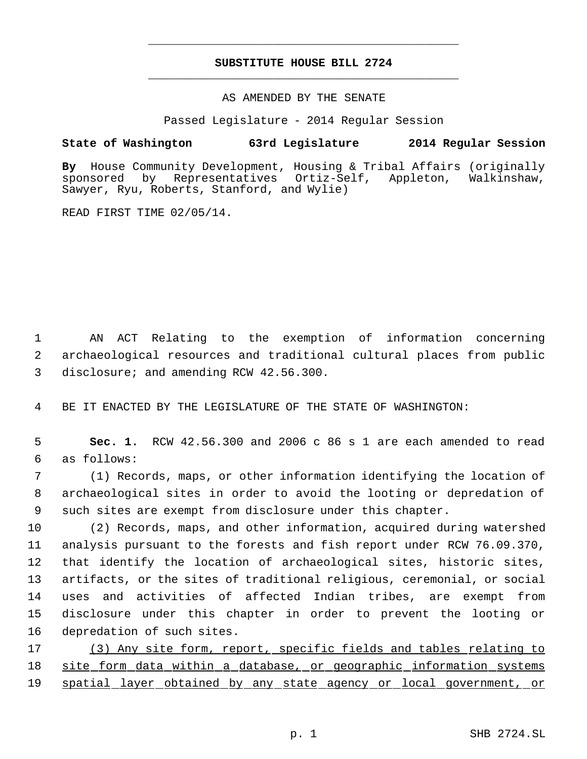# SUBSTITUTE HOUSE BILL 2724

AS AMENDED BY THE SENATE

Passed Legislature - 2014 Regular Session

**State of Washington 63rd Legislature 2014 Regular Session**

**By** House Community Development, Housing & Tribal Affairs (originally sponsored by Representatives Ortiz-Self, Appleton, Walkinshaw, Sawyer, Ryu, Roberts, Stanford, and Wylie)

READ FIRST TIME 02/05/14.

1 AN ACT Relating to the exemption of information concerning
2 archaeological resources and traditional cultural places from public
3 disclosure; and amending RCW 42.56.300.

4 BE IT ENACTED BY THE LEGISLATURE OF THE STATE OF WASHINGTON:

5 **Sec. 1.** RCW 42.56.300 and 2006 c 86 s 1 are each amended to read
6 as follows:

7 (1) Records, maps, or other information identifying the location of
8 archaeological sites in order to avoid the looting or depredation of
9 such sites are exempt from disclosure under this chapter.

10 (2) Records, maps, and other information, acquired during watershed
11 analysis pursuant to the forests and fish report under RCW 76.09.370,
12 that identify the location of archaeological sites, historic sites,
13 artifacts, or the sites of traditional religious, ceremonial, or social
14 uses and activities of affected Indian tribes, are exempt from
15 disclosure under this chapter in order to prevent the looting or
16 depredation of such sites.

17 <u>(3) Any site form, report, specific fields and tables relating to</u>
18 <u>site form data within a database, or geographic information systems</u>
19 <u>spatial layer obtained by any state agency or local government, or</u>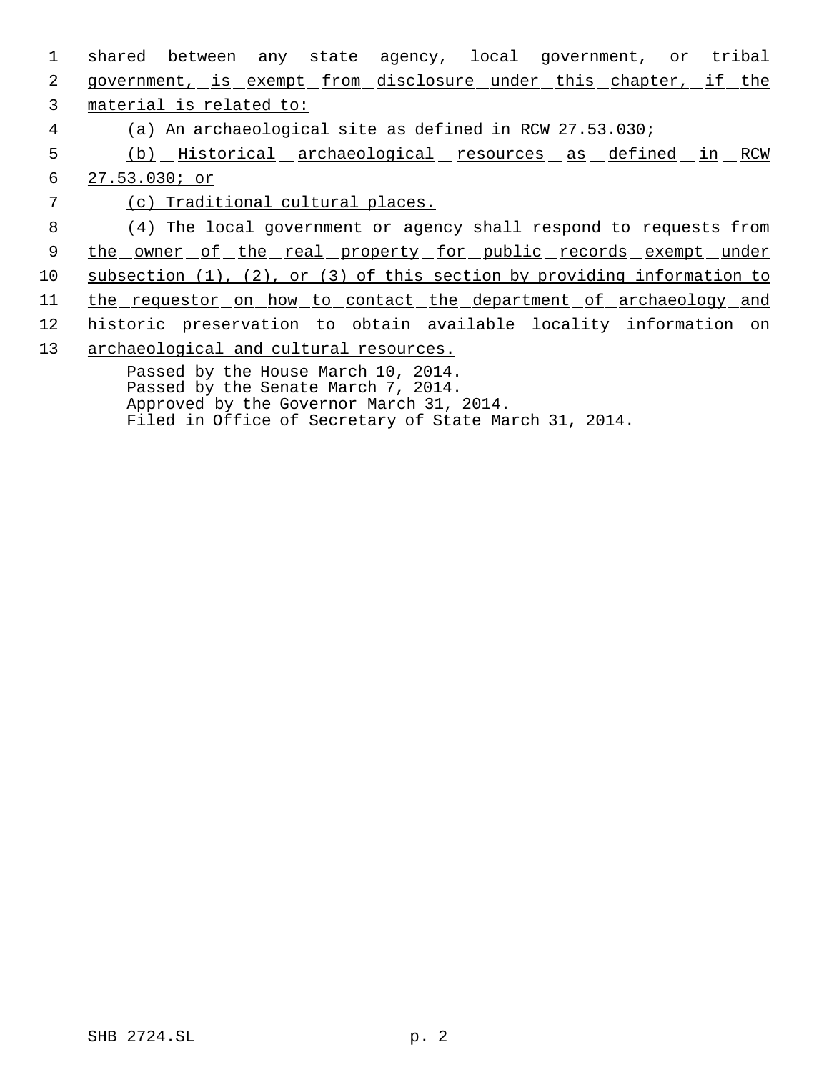shared between any state agency, local government, or tribal government, is exempt from disclosure under this chapter, if the material is related to:

(a) An archaeological site as defined in RCW 27.53.030;

(b) Historical archaeological resources as defined in RCW 27.53.030; or

(c) Traditional cultural places.

(4) The local government or agency shall respond to requests from the owner of the real property for public records exempt under subsection (1), (2), or (3) of this section by providing information to the requestor on how to contact the department of archaeology and historic preservation to obtain available locality information on archaeological and cultural resources.

Passed by the House March 10, 2014.
Passed by the Senate March 7, 2014.
Approved by the Governor March 31, 2014.
Filed in Office of Secretary of State March 31, 2014.